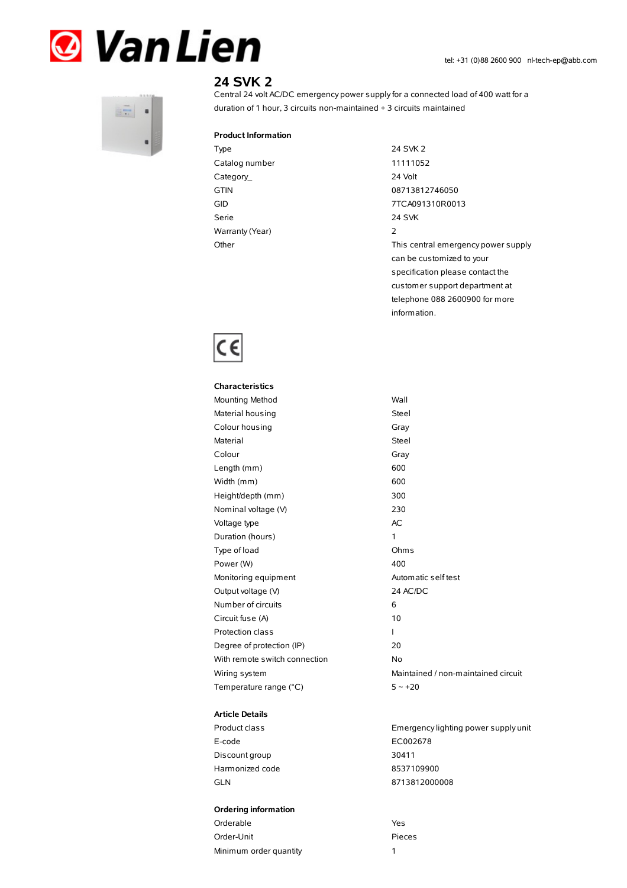Van Lien

tel: +31 (0)88 2600 900 nl-tech-ep@abb.com

# 24 SVK 2

Central 24 volt AC/DC emergency power supply for a connected load of 400 watt for a duration of 1 hour, 3 circuits non-maintained + 3 circuits maintained

## Product Information

| | |
|---|---|
| Type | 24 SVK 2 |
| Catalog number | 11111052 |
| Category_ | 24 Volt |
| GTIN | 08713812746050 |
| GID | 7TCA091310R0013 |
| Serie | 24 SVK |
| Warranty (Year) | 2 |
| Other | This central emergency power supply can be customized to your specification please contact the customer support department at telephone 088 2600900 for more information. |

CE

## Characteristics

| | |
|---|---|
| Mounting Method | Wall |
| Material housing | Steel |
| Colour housing | Gray |
| Material | Steel |
| Colour | Gray |
| Length (mm) | 600 |
| Width (mm) | 600 |
| Height/depth (mm) | 300 |
| Nominal voltage (V) | 230 |
| Voltage type | AC |
| Duration (hours) | 1 |
| Type of load | Ohms |
| Power (W) | 400 |
| Monitoring equipment | Automatic self test |
| Output voltage (V) | 24 AC/DC |
| Number of circuits | 6 |
| Circuit fuse (A) | 10 |
| Protection class | I |
| Degree of protection (IP) | 20 |
| With remote switch connection | No |
| Wiring system | Maintained / non-maintained circuit |
| Temperature range (°C) | 5 ~ +20 |

## Article Details

| | |
|---|---|
| Product class | Emergency lighting power supply unit |
| E-code | EC002678 |
| Discount group | 30411 |
| Harmonized code | 8537109900 |
| GLN | 8713812000008 |

## Ordering information

| | |
|---|---|
| Orderable | Yes |
| Order-Unit | Pieces |
| Minimum order quantity | 1 |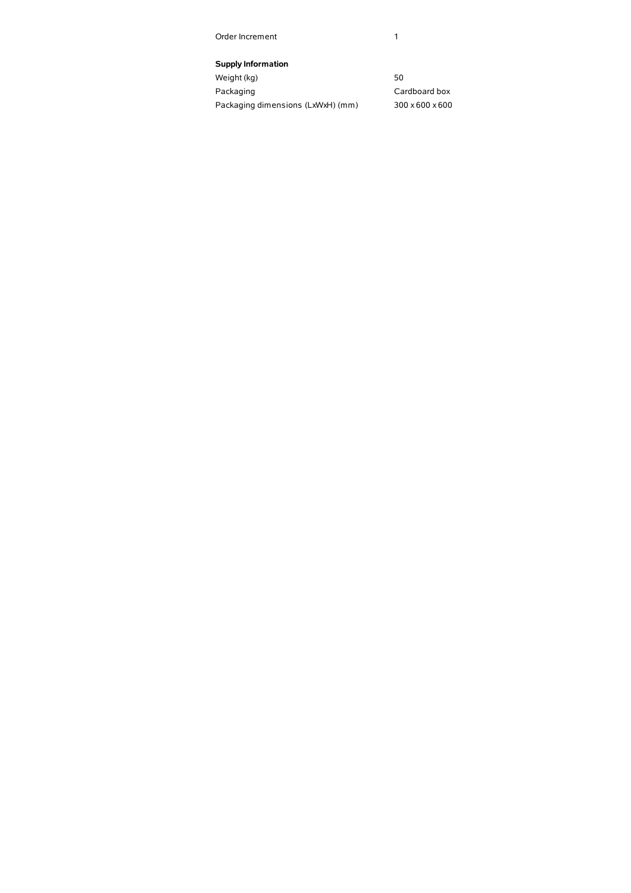| | |
|---|---|
| Order Increment | 1 |

**Supply Information**

| | |
|---|---|
| Weight (kg) | 50 |
| Packaging | Cardboard box |
| Packaging dimensions (LxWxH) (mm) | 300 x 600 x 600 |